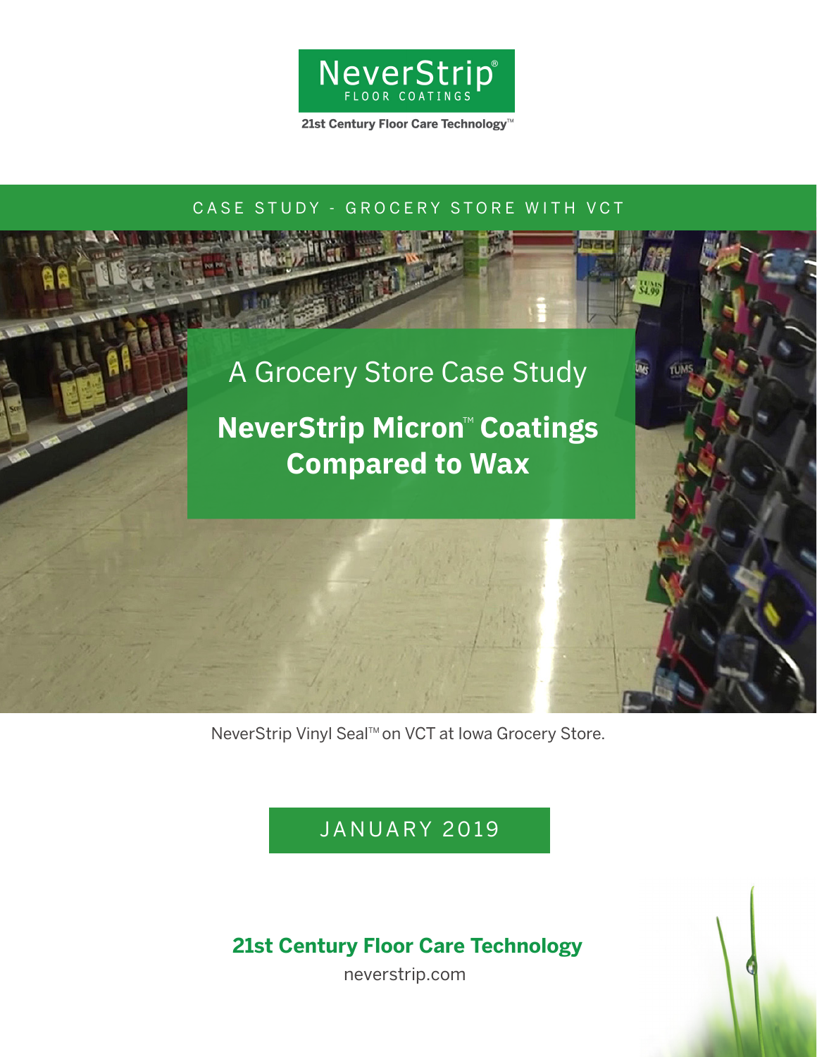NeverStrip®

FLOOR COATINGS

21st Century Floor Care Technology™

CASE STUDY - GROCERY STORE WITH VCT

# A Grocery Store Case Study

## NeverStrip Micron™ Coatings Compared to Wax

NeverStrip Vinyl Seal™ on VCT at Iowa Grocery Store.

JANUARY 2019

**21st Century Floor Care Technology**

neverstrip.com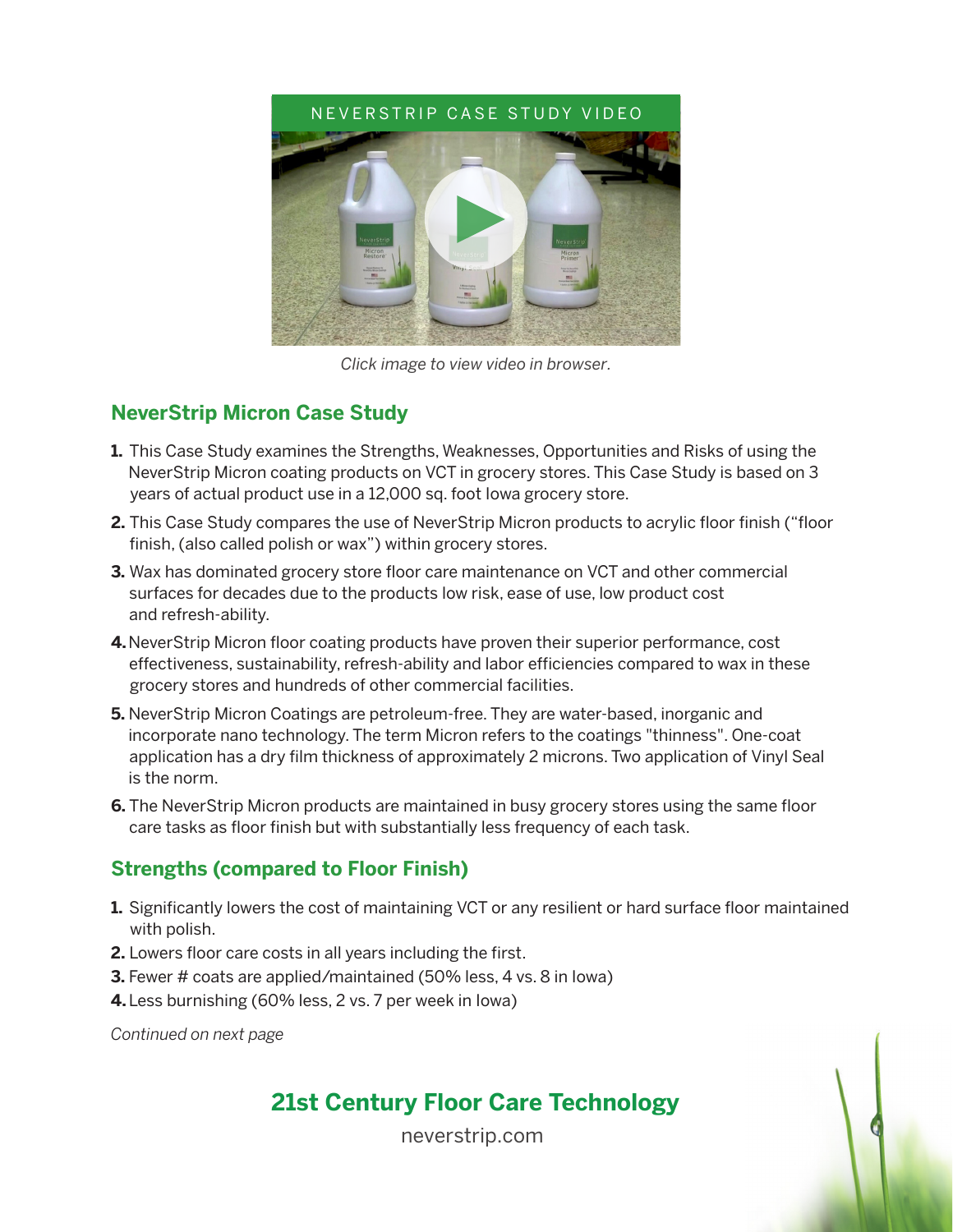NEVERSTRIP CASE STUDY VIDEO

*Click image to view video in browser.*

## NeverStrip Micron Case Study

1. This Case Study examines the Strengths, Weaknesses, Opportunities and Risks of using the NeverStrip Micron coating products on VCT in grocery stores. This Case Study is based on 3 years of actual product use in a 12,000 sq. foot Iowa grocery store.
2. This Case Study compares the use of NeverStrip Micron products to acrylic floor finish ("floor finish, (also called polish or wax") within grocery stores.
3. Wax has dominated grocery store floor care maintenance on VCT and other commercial surfaces for decades due to the products low risk, ease of use, low product cost and refresh-ability.
4. NeverStrip Micron floor coating products have proven their superior performance, cost effectiveness, sustainability, refresh-ability and labor efficiencies compared to wax in these grocery stores and hundreds of other commercial facilities.
5. NeverStrip Micron Coatings are petroleum-free. They are water-based, inorganic and incorporate nano technology. The term Micron refers to the coatings "thinness". One-coat application has a dry film thickness of approximately 2 microns. Two application of Vinyl Seal is the norm.
6. The NeverStrip Micron products are maintained in busy grocery stores using the same floor care tasks as floor finish but with substantially less frequency of each task.

## Strengths (compared to Floor Finish)

1. Significantly lowers the cost of maintaining VCT or any resilient or hard surface floor maintained with polish.
2. Lowers floor care costs in all years including the first.
3. Fewer # coats are applied/maintained (50% less, 4 vs. 8 in Iowa)
4. Less burnishing (60% less, 2 vs. 7 per week in Iowa)

*Continued on next page*

**21st Century Floor Care Technology**

neverstrip.com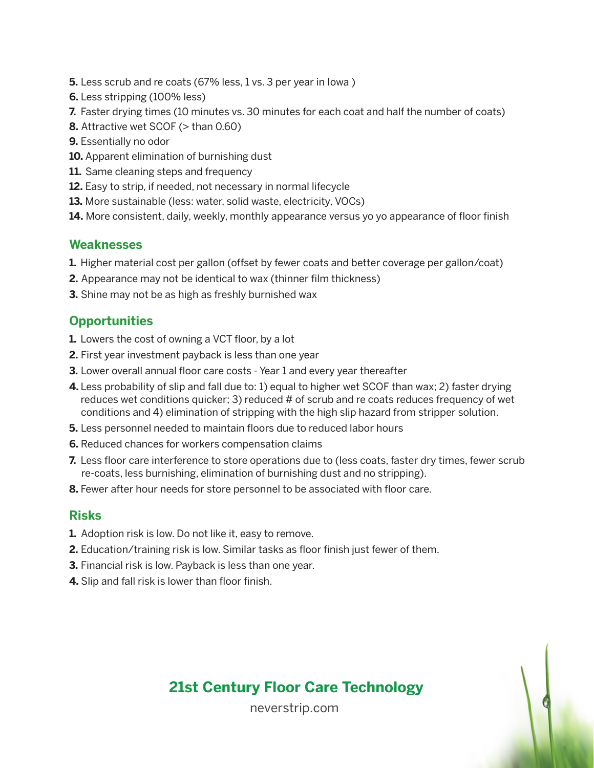5. Less scrub and re coats (67% less, 1 vs. 3 per year in Iowa )
6. Less stripping (100% less)
7. Faster drying times (10 minutes vs. 30 minutes for each coat and half the number of coats)
8. Attractive wet SCOF (> than 0.60)
9. Essentially no odor
10. Apparent elimination of burnishing dust
11. Same cleaning steps and frequency
12. Easy to strip, if needed, not necessary in normal lifecycle
13. More sustainable (less: water, solid waste, electricity, VOCs)
14. More consistent, daily, weekly, monthly appearance versus yo yo appearance of floor finish

## Weaknesses

1. Higher material cost per gallon (offset by fewer coats and better coverage per gallon/coat)
2. Appearance may not be identical to wax (thinner film thickness)
3. Shine may not be as high as freshly burnished wax

## Opportunities

1. Lowers the cost of owning a VCT floor, by a lot
2. First year investment payback is less than one year
3. Lower overall annual floor care costs - Year 1 and every year thereafter
4. Less probability of slip and fall due to: 1) equal to higher wet SCOF than wax; 2) faster drying reduces wet conditions quicker; 3) reduced # of scrub and re coats reduces frequency of wet conditions and 4) elimination of stripping with the high slip hazard from stripper solution.
5. Less personnel needed to maintain floors due to reduced labor hours
6. Reduced chances for workers compensation claims
7. Less floor care interference to store operations due to (less coats, faster dry times, fewer scrub re-coats, less burnishing, elimination of burnishing dust and no stripping).
8. Fewer after hour needs for store personnel to be associated with floor care.

## Risks

1. Adoption risk is low. Do not like it, easy to remove.
2. Education/training risk is low. Similar tasks as floor finish just fewer of them.
3. Financial risk is low. Payback is less than one year.
4. Slip and fall risk is lower than floor finish.

**21st Century Floor Care Technology**

neverstrip.com